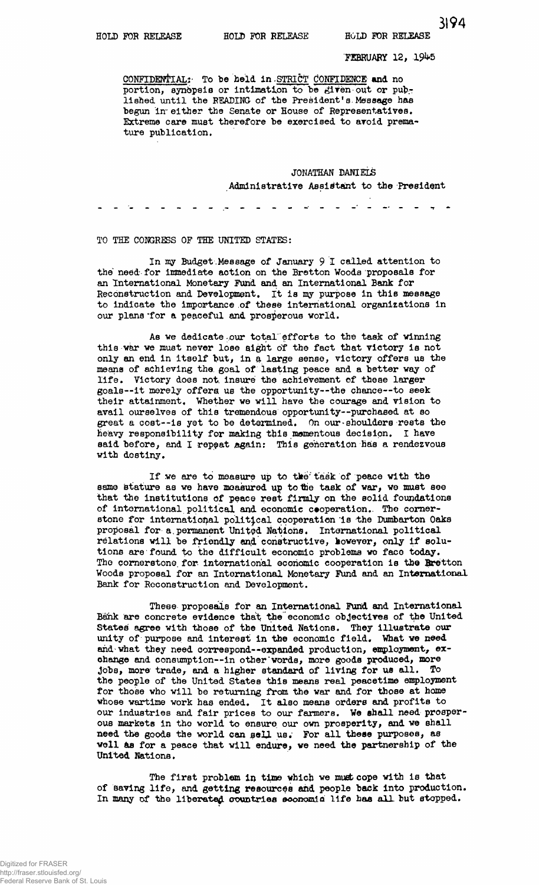HOLD FOR RELEASE HOLD FOR RELEASE HOLD FOR RELEASE

FEBRUARY 12, 1945

CONFIDENTIAL: To be held in STRICT CONFIDENCE and no portion, synopsis or intimation to be given out or published until the READING of the President's Message has begun in either the Senate or House of Representatives. Extreme care must therefore be exercised to avoid premature publication.

JONATHAN DANIELS
Administrative Assistant to the President

- - - - - - - - - - - - - - - - - - - - - -

TO THE CONGRESS OF THE UNITED STATES:

In my Budget Message of January 9 I called attention to the need for immediate action on the Bretton Woods proposals for an International Monetary Fund and an International Bank for Reconstruction and Development. It is my purpose in this message to indicate the importance of these international organizations in our plans for a peaceful and prosperous world.

As we dedicate our total efforts to the task of winning this war we must never lose sight of the fact that victory is not only an end in itself but, in a large sense, victory offers us the means of achieving the goal of lasting peace and a better way of life. Victory does not insure the achievement of these larger goals--it merely offers us the opportunity--the chance--to seek their attainment. Whether we will have the courage and vision to avail ourselves of this tremendous opportunity--purchased at so great a cost--is yet to be determined. On our shoulders rests the heavy responsibility for making this momentous decision. I have said before, and I repeat again: This generation has a rendezvous with destiny.

If we are to measure up to the task of peace with the same stature as we have measured up to the task of war, we must see that the institutions of peace rest firmly on the solid foundations of international political and economic cooperation. The cornerstone for international political cooperation is the Dumbarton Oaks proposal for a permanent United Nations. International political relations will be friendly and constructive, however, only if solutions are found to the difficult economic problems we face today. The cornerstone for international economic cooperation is the Bretton Woods proposal for an International Monetary Fund and an International Bank for Reconstruction and Development.

These proposals for an International Fund and International Bank are concrete evidence that the economic objectives of the United States agree with those of the United Nations. They illustrate our unity of purpose and interest in the economic field. What we need and what they need correspond--expanded production, employment, exchange and consumption--in other words, more goods produced, more jobs, more trade, and a higher standard of living for us all. To the people of the United States this means real peacetime employment for those who will be returning from the war and for those at home whose wartime work has ended. It also means orders and profits to our industries and fair prices to our farmers. We shall need prosperous markets in the world to ensure our own prosperity, and we shall need the goods the world can sell us. For all these purposes, as well as for a peace that will endure, we need the partnership of the United Nations.

The first problem in time which we must cope with is that of saving life, and getting resources and people back into production. In many of the liberated countries economic life has all but stopped.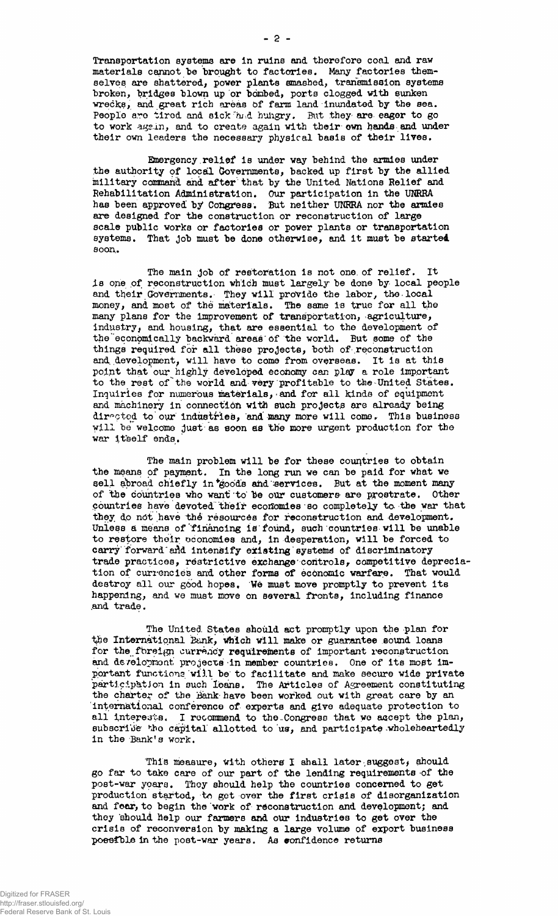Transportation systems are in ruins and therefore coal and raw materials cannot be brought to factories. Many factories themselves are shattered, power plants smashed, transmission systems broken, bridges blown up or bombed, ports clogged with sunken wrecks, and great rich areas of farm land inundated by the sea. People are tired and sick and hungry. But they are eager to go to work again, and to create again with their own hands and under their own leaders the necessary physical basis of their lives.

Emergency relief is under way behind the armies under the authority of local Governments, backed up first by the allied military command and after that by the United Nations Relief and Rehabilitation Administration. Our participation in the UNRRA has been approved by Congress. But neither UNRRA nor the armies are designed for the construction or reconstruction of large scale public works or factories or power plants or transportation systems. That job must be done otherwise, and it must be started soon.

The main job of restoration is not one of relief. It is one of reconstruction which must largely be done by local people and their Governments. They will provide the labor, the local money, and most of the materials. The same is true for all the many plans for the improvement of transportation, agriculture, industry, and housing, that are essential to the development of the economically backward areas of the world. But some of the things required for all these projects, both of reconstruction and development, will have to come from overseas. It is at this point that our highly developed economy can play a role important to the rest of the world and very profitable to the United States. Inquiries for numerous materials, and for all kinds of equipment and machinery in connection with such projects are already being directed to our industries, and many more will come. This business will be welcome just as soon as the more urgent production for the war itself ends.

The main problem will be for these countries to obtain the means of payment. In the long run we can be paid for what we sell abroad chiefly in goods and services. But at the moment many of the countries who want to be our customers are prostrate. Other countries have devoted their economies so completely to the war that they do not have the resources for reconstruction and development. Unless a means of financing is found, such countries will be unable to restore their economies and, in desperation, will be forced to carry forward and intensify existing systems of discriminatory trade practices, restrictive exchange controls, competitive depreciation of currencies and other forms of economic warfare. That would destroy all our good hopes. We must move promptly to prevent its happening, and we must move on several fronts, including finance and trade.

The United States should act promptly upon the plan for the International Bank, which will make or guarantee sound loans for the foreign currency requirements of important reconstruction and development projects in member countries. One of its most important functions will be to facilitate and make secure wide private participation in such loans. The Articles of Agreement constituting the charter of the Bank have been worked out with great care by an international conference of experts and give adequate protection to all interests. I recommend to the Congress that we accept the plan, subscribe the capital allotted to us, and participate wholeheartedly in the Bank's work.

This measure, with others I shall later suggest, should go far to take care of our part of the lending requirements of the post-war years. They should help the countries concerned to get production started, to get over the first crisis of disorganization and fear, to begin the work of reconstruction and development; and they should help our farmers and our industries to get over the crisis of reconversion by making a large volume of export business possible in the post-war years. As confidence returns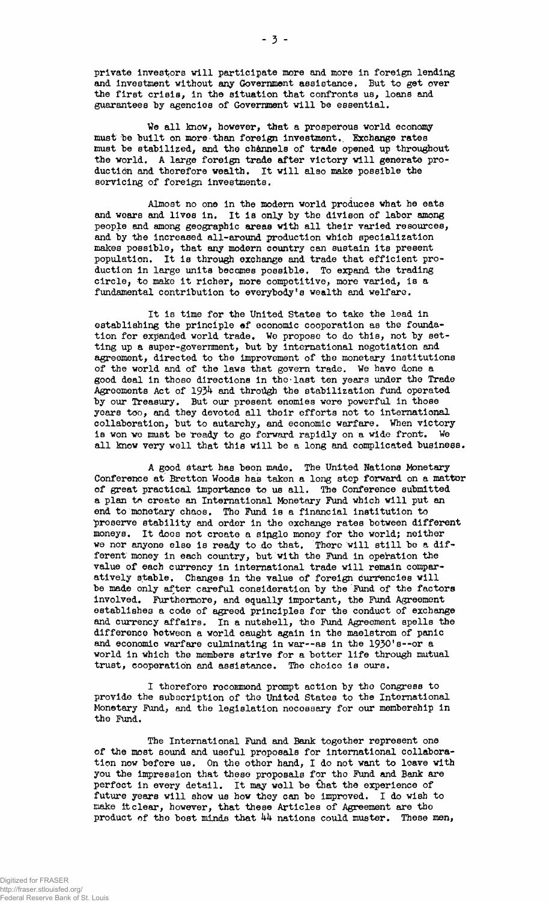private investors will participate more and more in foreign lending and investment without any Government assistance. But to get over the first crisis, in the situation that confronts us, loans and guarantees by agencies of Government will be essential.

We all know, however, that a prosperous world economy must be built on more than foreign investment. Exchange rates must be stabilized, and the channels of trade opened up throughout the world. A large foreign trade after victory will generate production and therefore wealth. It will also make possible the servicing of foreign investments.

Almost no one in the modern world produces what he eats and wears and lives in. It is only by the divison of labor among people and among geographic areas with all their varied resources, and by the increased all-around production which specialization makes possible, that any modern country can sustain its present population. It is through exchange and trade that efficient production in large units becomes possible. To expand the trading circle, to make it richer, more competitive, more varied, is a fundamental contribution to everybody's wealth and welfare.

It is time for the United States to take the lead in establishing the principle of economic cooperation as the foundation for expanded world trade. We propose to do this, not by setting up a super-government, but by international negotiation and agreement, directed to the improvement of the monetary institutions of the world and of the laws that govern trade. We have done a good deal in those directions in the last ten years under the Trade Agreements Act of 1934 and through the stabilization fund operated by our Treasury. But our present enemies were powerful in those years too, and they devoted all their efforts not to international collaboration, but to autarchy, and economic warfare. When victory is won we must be ready to go forward rapidly on a wide front. We all know very well that this will be a long and complicated business.

A good start has been made. The United Nations Monetary Conference at Bretton Woods has taken a long step forward on a matter of great practical importance to us all. The Conference submitted a plan to create an International Monetary Fund which will put an end to monetary chaos. The Fund is a financial institution to preserve stability and order in the exchange rates between different moneys. It does not create a single money for the world; neither we nor anyone else is ready to do that. There will still be a different money in each country, but with the Fund in operation the value of each currency in international trade will remain comparatively stable. Changes in the value of foreign currencies will be made only after careful consideration by the Fund of the factors involved. Furthermore, and equally important, the Fund Agreement establishes a code of agreed principles for the conduct of exchange and currency affairs. In a nutshell, the Fund Agreement spells the difference between a world caught again in the maelstrom of panic and economic warfare culminating in war--as in the 1930's--or a world in which the members strive for a better life through mutual trust, cooperation and assistance. The choice is ours.

I therefore recommend prompt action by the Congress to provide the subscription of the United States to the International Monetary Fund, and the legislation necessary for our membership in the Fund.

The International Fund and Bank together represent one of the most sound and useful proposals for international collaboration now before us. On the other hand, I do not want to leave with you the impression that these proposals for the Fund and Bank are perfect in every detail. It may well be that the experience of future years will show us how they can be improved. I do wish to make it clear, however, that these Articles of Agreement are the product of the best minds that 44 nations could muster. These men,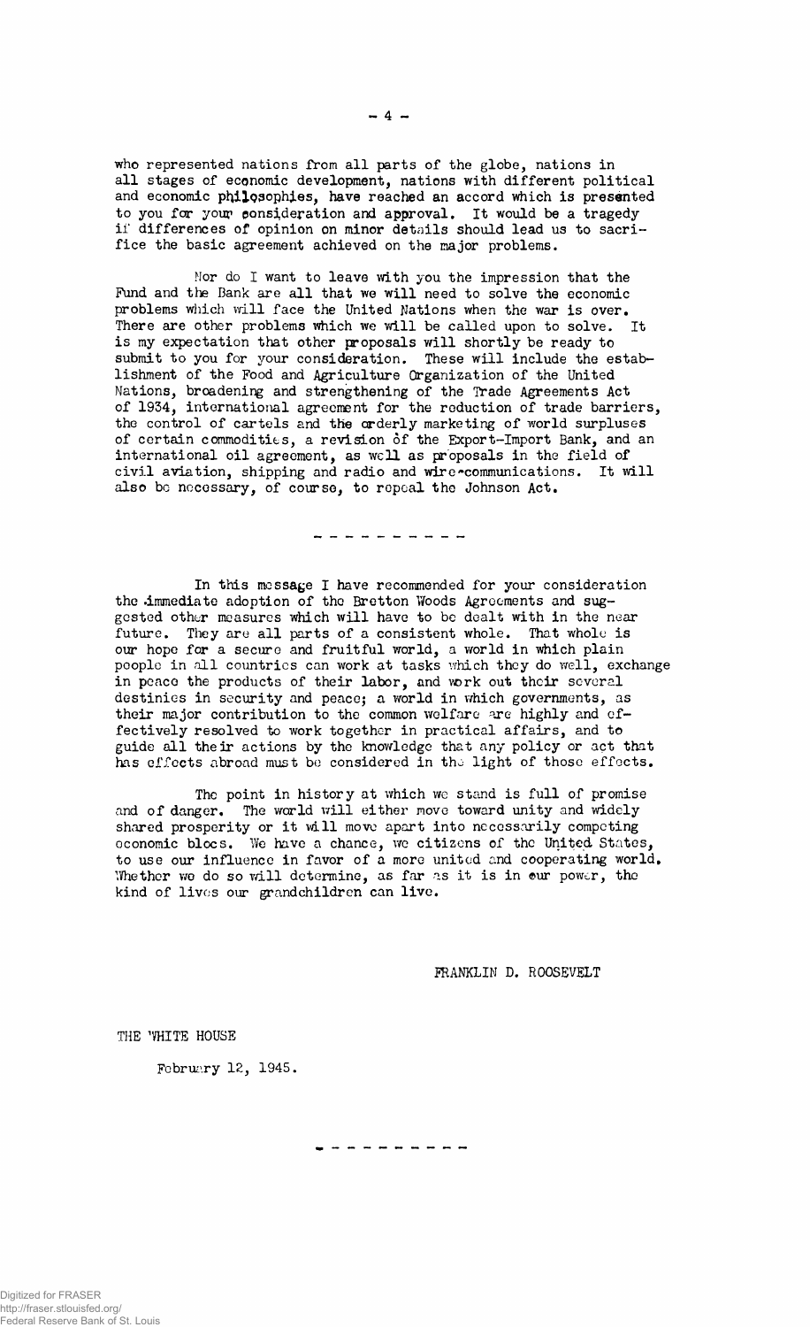who represented nations from all parts of the globe, nations in all stages of economic development, nations with different political and economic philosophies, have reached an accord which is presented to you for your consideration and approval. It would be a tragedy if differences of opinion on minor details should lead us to sacrifice the basic agreement achieved on the major problems.

Nor do I want to leave with you the impression that the Fund and the Bank are all that we will need to solve the economic problems which will face the United Nations when the war is over. There are other problems which we will be called upon to solve. It is my expectation that other proposals will shortly be ready to submit to you for your consideration. These will include the establishment of the Food and Agriculture Organization of the United Nations, broadening and strengthening of the Trade Agreements Act of 1934, international agreement for the reduction of trade barriers, the control of cartels and the orderly marketing of world surpluses of certain commodities, a revision of the Export-Import Bank, and an international oil agreement, as well as proposals in the field of civil aviation, shipping and radio and wire-communications. It will also be necessary, of course, to repeal the Johnson Act.

- - - - - - - - - -

In this message I have recommended for your consideration the immediate adoption of the Bretton Woods Agreements and suggested other measures which will have to be dealt with in the near future. They are all parts of a consistent whole. That whole is our hope for a secure and fruitful world, a world in which plain people in all countries can work at tasks which they do well, exchange in peace the products of their labor, and work out their several destinies in security and peace; a world in which governments, as their major contribution to the common welfare are highly and effectively resolved to work together in practical affairs, and to guide all their actions by the knowledge that any policy or act that has effects abroad must be considered in the light of those effects.

The point in history at which we stand is full of promise and of danger. The world will either move toward unity and widely shared prosperity or it will move apart into necessarily competing economic blocs. We have a chance, we citizens of the United States, to use our influence in favor of a more united and cooperating world. Whether we do so will determine, as far as it is in our power, the kind of lives our grandchildren can live.

FRANKLIN D. ROOSEVELT

THE WHITE HOUSE

February 12, 1945.

- - - - - - - - - -

Digitized for FRASER
http://fraser.stlouisfed.org/
Federal Reserve Bank of St. Louis